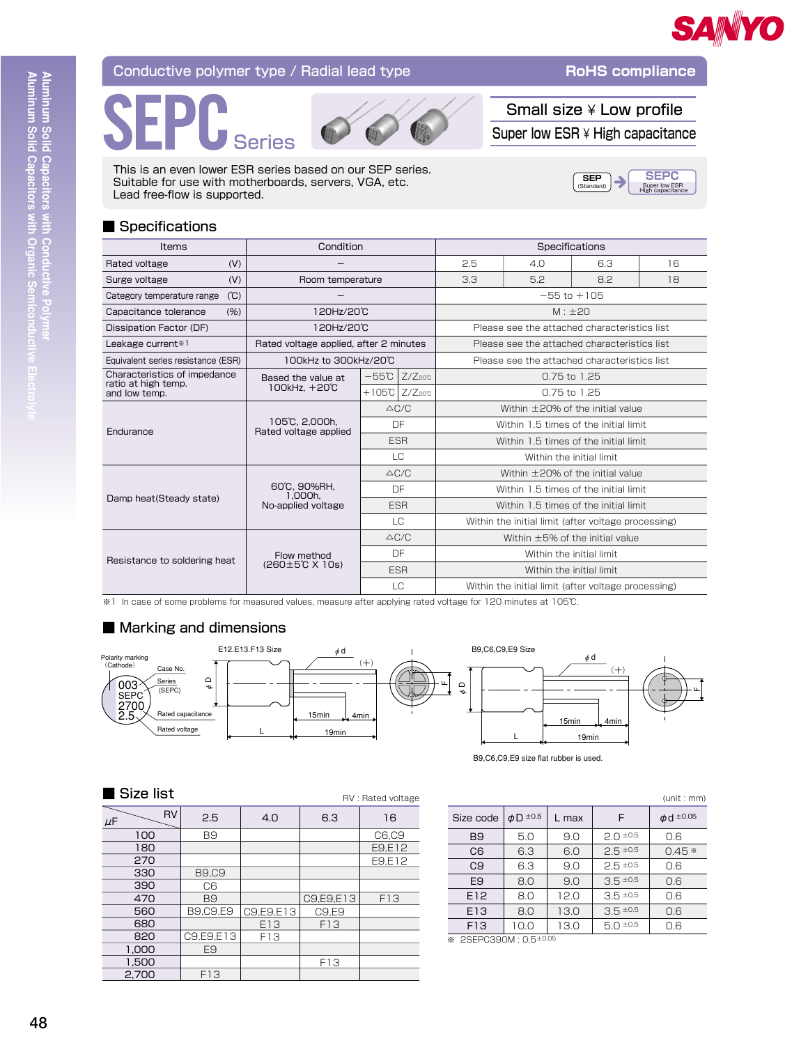# SEPC Series

Conductive polymer type / Radial lead type — RoHS compliance

Small size ¥ Low profile
Super low ESR ¥ High capacitance

This is an even lower ESR series based on our SEP series.
Suitable for use with motherboards, servers, VGA, etc.
Lead free-flow is supported.

SEP (Standard) → SEPC (Super low ESR High capacitance)

## Specifications

| Items | Condition | | Specifications | | | |
|---|---|---|---|---|---|---|
| Rated voltage (V) | – | | 2.5 | 4.0 | 6.3 | 16 |
| Surge voltage (V) | Room temperature | | 3.3 | 5.2 | 8.2 | 18 |
| Category temperature range (℃) | – | | –55 to +105 | | | |
| Capacitance tolerance (%) | 120Hz/20℃ | | M : ±20 | | | |
| Dissipation Factor (DF) | 120Hz/20℃ | | Please see the attached characteristics list | | | |
| Leakage current※1 | Rated voltage applied, after 2 minutes | | Please see the attached characteristics list | | | |
| Equivalent series resistance (ESR) | 100kHz to 300kHz/20℃ | | Please see the attached characteristics list | | | |
| Characteristics of impedance ratio at high temp. and low temp. | Based the value at 100kHz, +20℃ | –55℃ $Z/Z_{20℃}$ | 0.75 to 1.25 | | | |
| | | +105℃ $Z/Z_{20℃}$ | 0.75 to 1.25 | | | |
| Endurance | 105℃, 2,000h, Rated voltage applied | △C/C | Within ±20% of the initial value | | | |
| | | DF | Within 1.5 times of the initial limit | | | |
| | | ESR | Within 1.5 times of the initial limit | | | |
| | | LC | Within the initial limit | | | |
| Damp heat(Steady state) | 60℃, 90%RH, 1,000h, No-applied voltage | △C/C | Within ±20% of the initial value | | | |
| | | DF | Within 1.5 times of the initial limit | | | |
| | | ESR | Within 1.5 times of the initial limit | | | |
| | | LC | Within the initial limit (after voltage processing) | | | |
| Resistance to soldering heat | Flow method (260±5℃ X 10s) | △C/C | Within ±5% of the initial value | | | |
| | | DF | Within the initial limit | | | |
| | | ESR | Within the initial limit | | | |
| | | LC | Within the initial limit (after voltage processing) | | | |

※1 In case of some problems for measured values, measure after applying rated voltage for 120 minutes at 105℃.

## Marking and dimensions

E12.E13.F13 Size — Polarity marking (Cathode); Case No. (003); Series (SEPC); Rated capacitance (2700); Rated voltage (2.5); $\phi$D; $\phi$d; (+); L; 15min; 4min; 19min; F

B9,C6,C9,E9 Size — $\phi$D; $\phi$d; (+); L; 15min; 4min; 19min; F

B9,C6,C9,E9 size flat rubber is used.

## Size list

RV : Rated voltage

| μF \ RV | 2.5 | 4.0 | 6.3 | 16 |
|---|---|---|---|---|
| 100 | B9 | | | C6,C9 |
| 180 | | | | E9,E12 |
| 270 | | | | E9,E12 |
| 330 | B9,C9 | | | |
| 390 | C6 | | | |
| 470 | B9 | | C9,E9,E13 | F13 |
| 560 | B9,C9,E9 | C9,E9,E13 | C9,E9 | |
| 680 | | E13 | F13 | |
| 820 | C9,E9,E13 | F13 | | |
| 1,000 | E9 | | | |
| 1,500 | | | F13 | |
| 2,700 | F13 | | | |

(unit : mm)

| Size code | $\phi$D $^{\pm0.5}$ | L max | F | $\phi$d $^{\pm0.05}$ |
|---|---|---|---|---|
| B9 | 5.0 | 9.0 | 2.0 $^{\pm0.5}$ | 0.6 |
| C6 | 6.3 | 6.0 | 2.5 $^{\pm0.5}$ | 0.45 ※ |
| C9 | 6.3 | 9.0 | 2.5 $^{\pm0.5}$ | 0.6 |
| E9 | 8.0 | 9.0 | 3.5 $^{\pm0.5}$ | 0.6 |
| E12 | 8.0 | 12.0 | 3.5 $^{\pm0.5}$ | 0.6 |
| E13 | 8.0 | 13.0 | 3.5 $^{\pm0.5}$ | 0.6 |
| F13 | 10.0 | 13.0 | 5.0 $^{\pm0.5}$ | 0.6 |

※ 2SEPC390M : 0.5$^{\pm0.05}$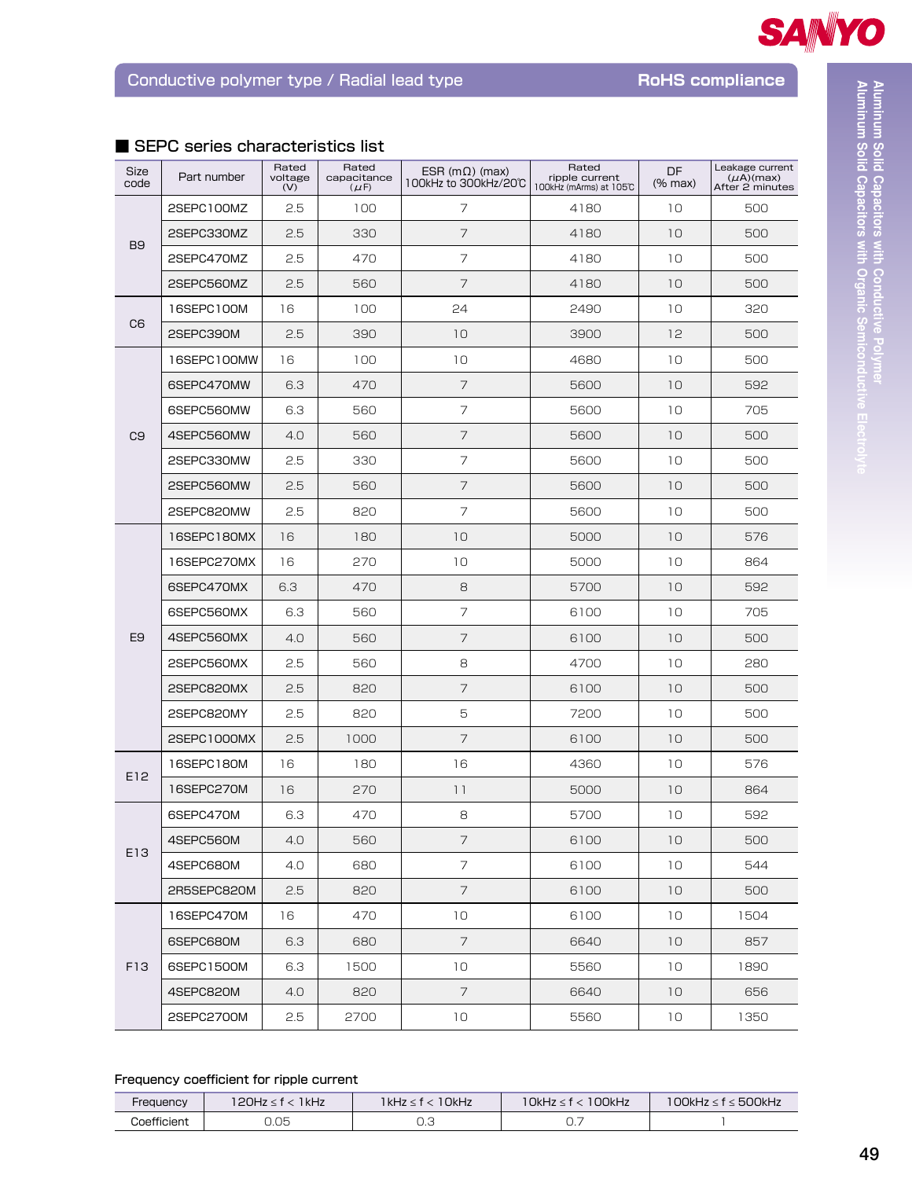Conductive polymer type / Radial lead type **RoHS compliance**

## ■ SEPC series characteristics list

| Size code | Part number | Rated voltage (V) | Rated capacitance (μF) | ESR (mΩ) (max) 100kHz to 300kHz/20℃ | Rated ripple current 100kHz (mArms) at 105℃ | DF (% max) | Leakage current (μA)(max) After 2 minutes |
|---|---|---|---|---|---|---|---|
| B9 | 2SEPC100MZ | 2.5 | 100 | 7 | 4180 | 10 | 500 |
| | 2SEPC330MZ | 2.5 | 330 | 7 | 4180 | 10 | 500 |
| | 2SEPC470MZ | 2.5 | 470 | 7 | 4180 | 10 | 500 |
| | 2SEPC560MZ | 2.5 | 560 | 7 | 4180 | 10 | 500 |
| C6 | 16SEPC100M | 16 | 100 | 24 | 2490 | 10 | 320 |
| | 2SEPC390M | 2.5 | 390 | 10 | 3900 | 12 | 500 |
| C9 | 16SEPC100MW | 16 | 100 | 10 | 4680 | 10 | 500 |
| | 6SEPC470MW | 6.3 | 470 | 7 | 5600 | 10 | 592 |
| | 6SEPC560MW | 6.3 | 560 | 7 | 5600 | 10 | 705 |
| | 4SEPC560MW | 4.0 | 560 | 7 | 5600 | 10 | 500 |
| | 2SEPC330MW | 2.5 | 330 | 7 | 5600 | 10 | 500 |
| | 2SEPC560MW | 2.5 | 560 | 7 | 5600 | 10 | 500 |
| | 2SEPC820MW | 2.5 | 820 | 7 | 5600 | 10 | 500 |
| E9 | 16SEPC180MX | 16 | 180 | 10 | 5000 | 10 | 576 |
| | 16SEPC270MX | 16 | 270 | 10 | 5000 | 10 | 864 |
| | 6SEPC470MX | 6.3 | 470 | 8 | 5700 | 10 | 592 |
| | 6SEPC560MX | 6.3 | 560 | 7 | 6100 | 10 | 705 |
| | 4SEPC560MX | 4.0 | 560 | 7 | 6100 | 10 | 500 |
| | 2SEPC560MX | 2.5 | 560 | 8 | 4700 | 10 | 280 |
| | 2SEPC820MX | 2.5 | 820 | 7 | 6100 | 10 | 500 |
| | 2SEPC820MY | 2.5 | 820 | 5 | 7200 | 10 | 500 |
| | 2SEPC1000MX | 2.5 | 1000 | 7 | 6100 | 10 | 500 |
| E12 | 16SEPC180M | 16 | 180 | 16 | 4360 | 10 | 576 |
| | 16SEPC270M | 16 | 270 | 11 | 5000 | 10 | 864 |
| E13 | 6SEPC470M | 6.3 | 470 | 8 | 5700 | 10 | 592 |
| | 4SEPC560M | 4.0 | 560 | 7 | 6100 | 10 | 500 |
| | 4SEPC680M | 4.0 | 680 | 7 | 6100 | 10 | 544 |
| | 2R5SEPC820M | 2.5 | 820 | 7 | 6100 | 10 | 500 |
| F13 | 16SEPC470M | 16 | 470 | 10 | 6100 | 10 | 1504 |
| | 6SEPC680M | 6.3 | 680 | 7 | 6640 | 10 | 857 |
| | 6SEPC1500M | 6.3 | 1500 | 10 | 5560 | 10 | 1890 |
| | 4SEPC820M | 4.0 | 820 | 7 | 6640 | 10 | 656 |
| | 2SEPC2700M | 2.5 | 2700 | 10 | 5560 | 10 | 1350 |

Frequency coefficient for ripple current

| Frequency | 120Hz ≤ f < 1kHz | 1kHz ≤ f < 10kHz | 10kHz ≤ f < 100kHz | 100kHz ≤ f ≤ 500kHz |
|---|---|---|---|---|
| Coefficient | 0.05 | 0.3 | 0.7 | 1 |